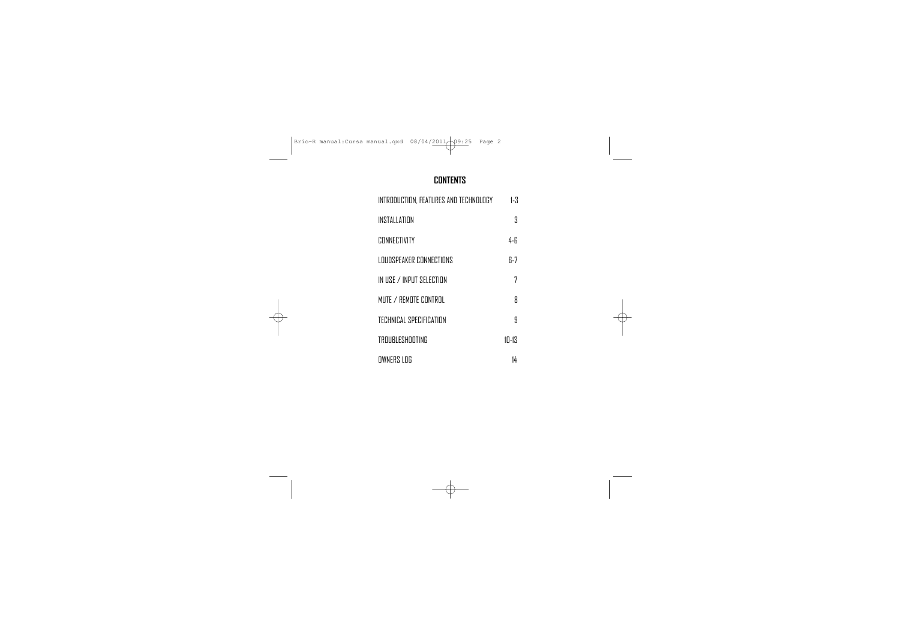# CONTENTS

| | |
|---|---|
| INTRODUCTION, FEATURES AND TECHNOLOGY | 1-3 |
| INSTALLATION | 3 |
| CONNECTIVITY | 4-6 |
| LOUDSPEAKER CONNECTIONS | 6-7 |
| IN USE / INPUT SELECTION | 7 |
| MUTE / REMOTE CONTROL | 8 |
| TECHNICAL SPECIFICATION | 9 |
| TROUBLESHOOTING | 10-13 |
| OWNERS LOG | 14 |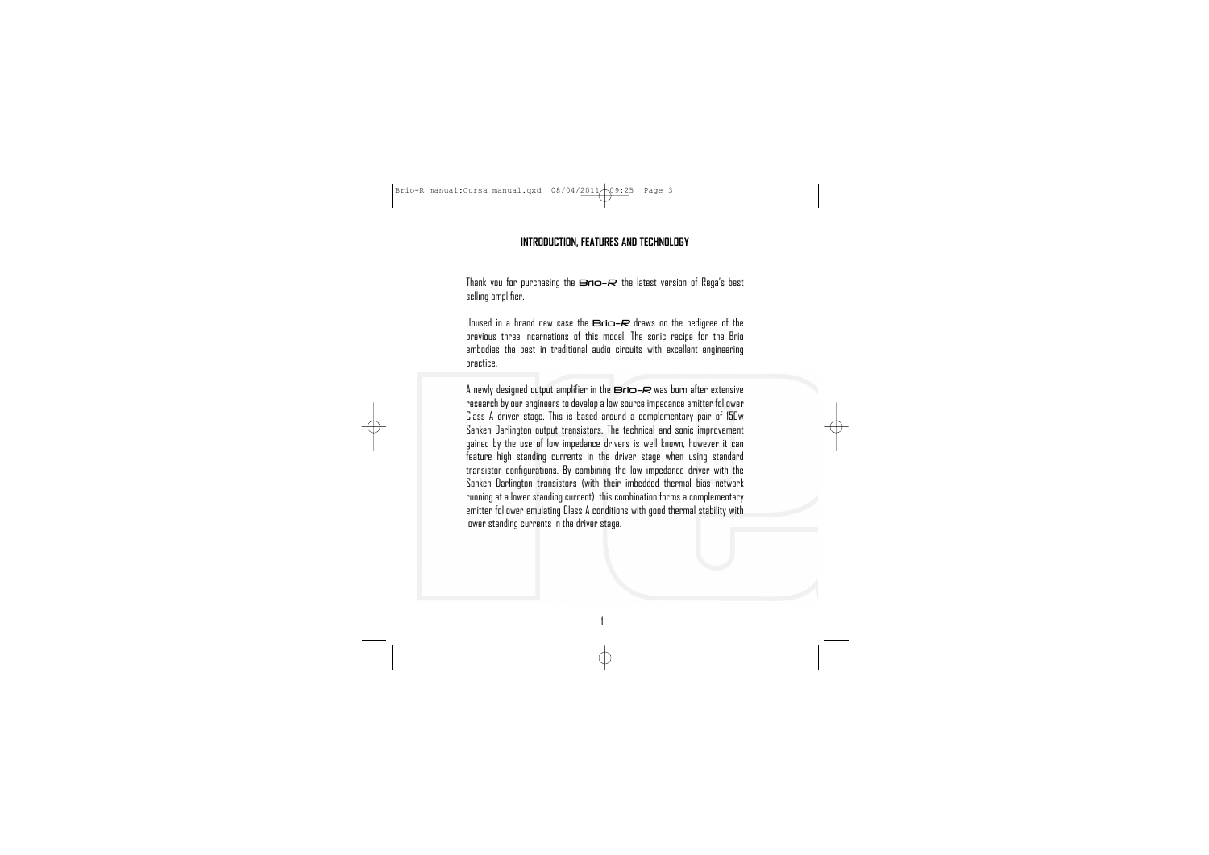## INTRODUCTION, FEATURES AND TECHNOLOGY

Thank you for purchasing the Brio-R the latest version of Rega's best selling amplifier.

Housed in a brand new case the Brio-R draws on the pedigree of the previous three incarnations of this model. The sonic recipe for the Brio embodies the best in traditional audio circuits with excellent engineering practice.

A newly designed output amplifier in the Brio-R was born after extensive research by our engineers to develop a low source impedance emitter follower Class A driver stage. This is based around a complementary pair of 150w Sanken Darlington output transistors. The technical and sonic improvement gained by the use of low impedance drivers is well known, however it can feature high standing currents in the driver stage when using standard transistor configurations. By combining the low impedance driver with the Sanken Darlington transistors (with their imbedded thermal bias network running at a lower standing current) this combination forms a complementary emitter follower emulating Class A conditions with good thermal stability with lower standing currents in the driver stage.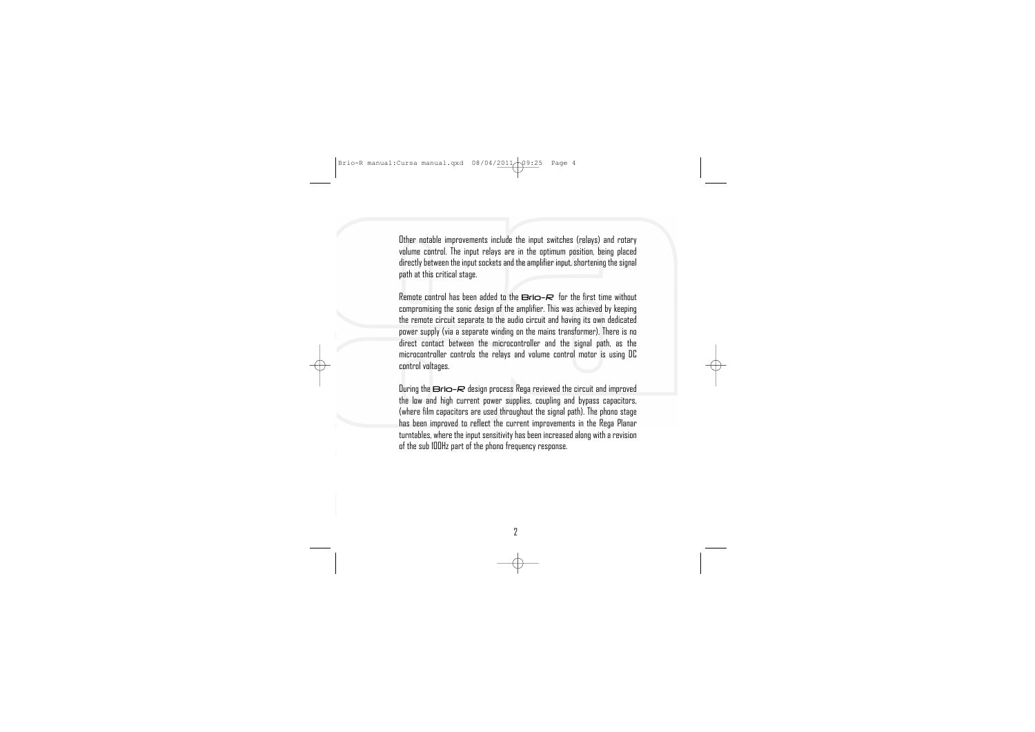Other notable improvements include the input switches (relays) and rotary volume control. The input relays are in the optimum position, being placed directly between the input sockets and the amplifier input, shortening the signal path at this critical stage.

Remote control has been added to the Brio-R for the first time without compromising the sonic design of the amplifier. This was achieved by keeping the remote circuit separate to the audio circuit and having its own dedicated power supply (via a separate winding on the mains transformer). There is no direct contact between the microcontroller and the signal path, as the microcontroller controls the relays and volume control motor is using DC control voltages.

During the Brio-R design process Rega reviewed the circuit and improved the low and high current power supplies, coupling and bypass capacitors, (where film capacitors are used throughout the signal path). The phono stage has been improved to reflect the current improvements in the Rega Planar turntables, where the input sensitivity has been increased along with a revision of the sub 100Hz part of the phono frequency response.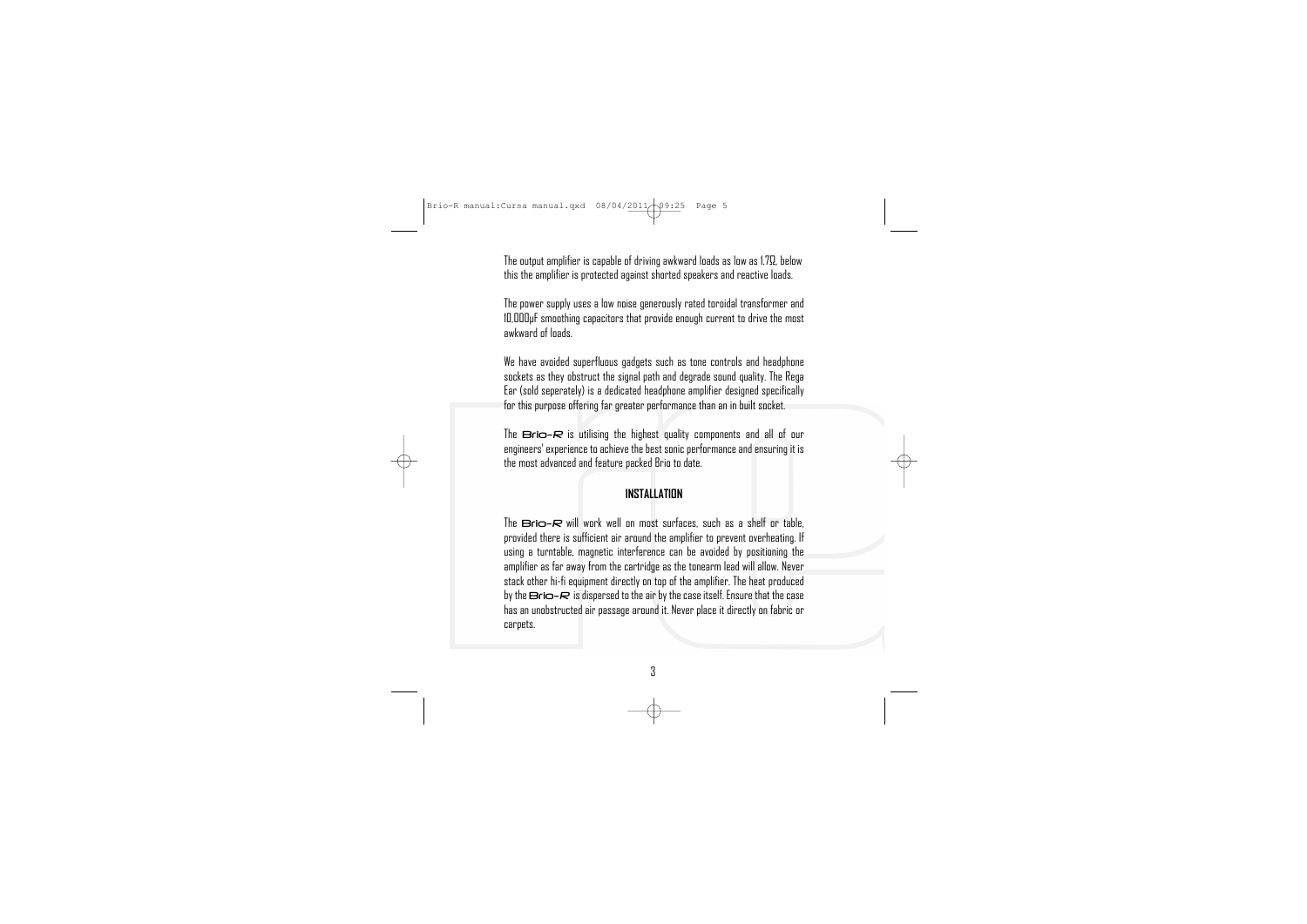The output amplifier is capable of driving awkward loads as low as 1.7Ω, below this the amplifier is protected against shorted speakers and reactive loads.

The power supply uses a low noise generously rated toroidal transformer and 10,000μF smoothing capacitors that provide enough current to drive the most awkward of loads.

We have avoided superfluous gadgets such as tone controls and headphone sockets as they obstruct the signal path and degrade sound quality. The Rega Ear (sold seperately) is a dedicated headphone amplifier designed specifically for this purpose offering far greater performance than an in built socket.

The Brio-R is utilising the highest quality components and all of our engineers' experience to achieve the best sonic performance and ensuring it is the most advanced and feature packed Brio to date.

## INSTALLATION

The Brio-R will work well on most surfaces, such as a shelf or table, provided there is sufficient air around the amplifier to prevent overheating. If using a turntable, magnetic interference can be avoided by positioning the amplifier as far away from the cartridge as the tonearm lead will allow. Never stack other hi-fi equipment directly on top of the amplifier. The heat produced by the Brio-R is dispersed to the air by the case itself. Ensure that the case has an unobstructed air passage around it. Never place it directly on fabric or carpets.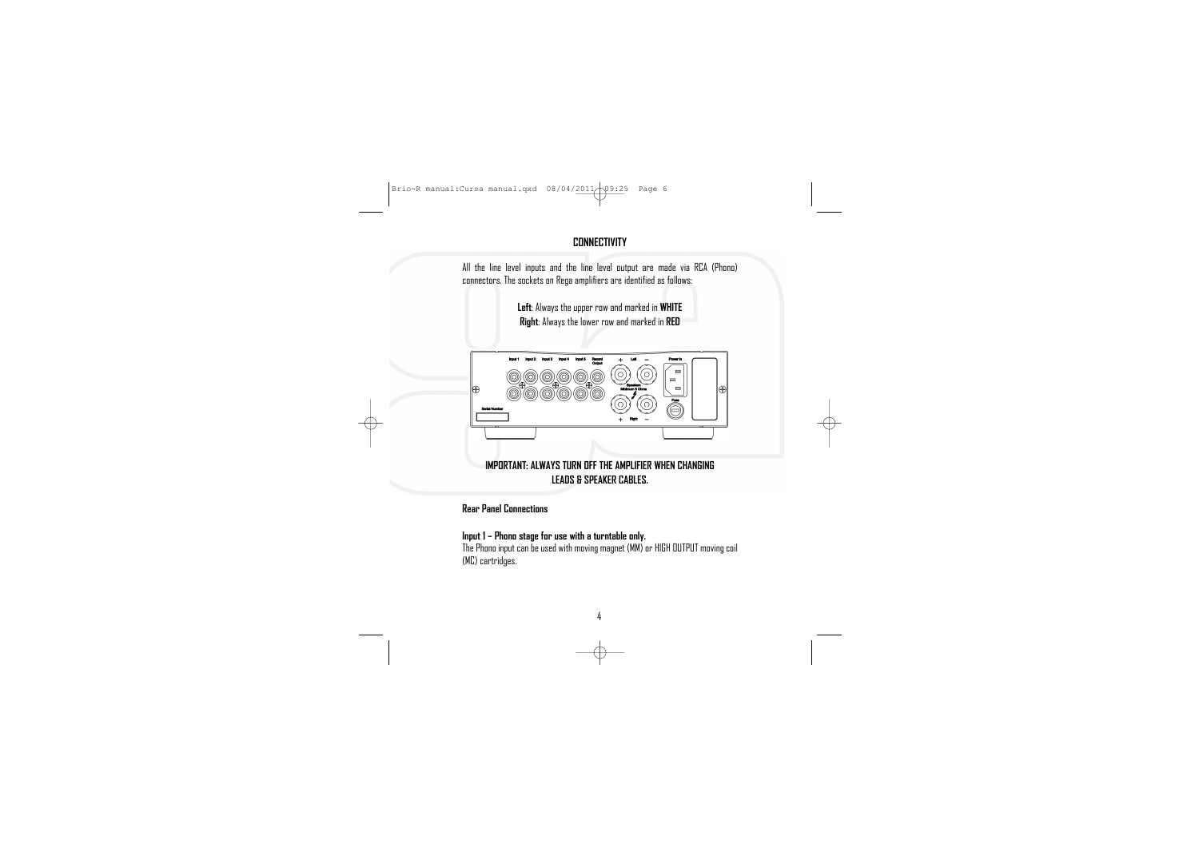## CONNECTIVITY

All the line level inputs and the line level output are made via RCA (Phono) connectors. The sockets on Rega amplifiers are identified as follows:

**Left**: Always the upper row and marked in **WHITE**
**Right**: Always the lower row and marked in **RED**

**IMPORTANT: ALWAYS TURN OFF THE AMPLIFIER WHEN CHANGING LEADS & SPEAKER CABLES.**

**Rear Panel Connections**

**Input 1 – Phono stage for use with a turntable only.**
The Phono input can be used with moving magnet (MM) or HIGH OUTPUT moving coil (MC) cartridges.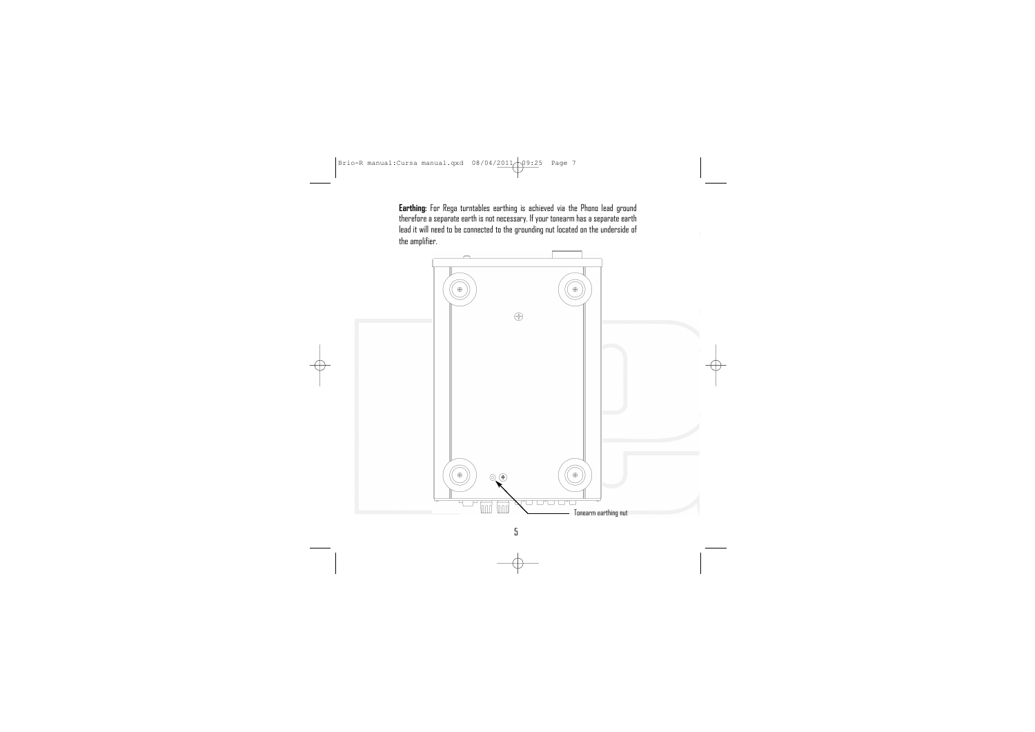**Earthing:** For Rega turntables earthing is achieved via the Phono lead ground therefore a separate earth is not necessary. If your tonearm has a separate earth lead it will need to be connected to the grounding nut located on the underside of the amplifier.

Tonearm earthing nut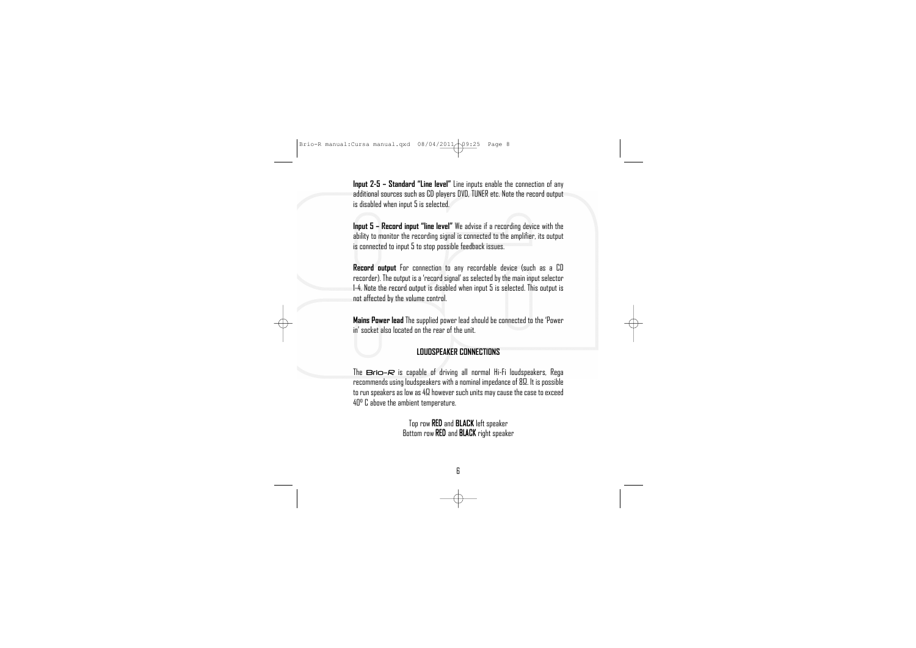**Input 2-5 – Standard "Line level"** Line inputs enable the connection of any additional sources such as CD players DVD, TUNER etc. Note the record output is disabled when input 5 is selected.

**Input 5 – Record input "line level"** We advise if a recording device with the ability to monitor the recording signal is connected to the amplifier, its output is connected to input 5 to stop possible feedback issues.

**Record output** For connection to any recordable device (such as a CD recorder). The output is a 'record signal' as selected by the main input selector 1-4. Note the record output is disabled when input 5 is selected. This output is not affected by the volume control.

**Mains Power lead** The supplied power lead should be connected to the 'Power in' socket also located on the rear of the unit.

**LOUDSPEAKER CONNECTIONS**

The Brio-*R* is capable of driving all normal Hi-Fi loudspeakers, Rega recommends using loudspeakers with a nominal impedance of 8Ω. It is possible to run speakers as low as 4Ω however such units may cause the case to exceed 40° C above the ambient temperature.

Top row **RED** and **BLACK** left speaker
Bottom row **RED** and **BLACK** right speaker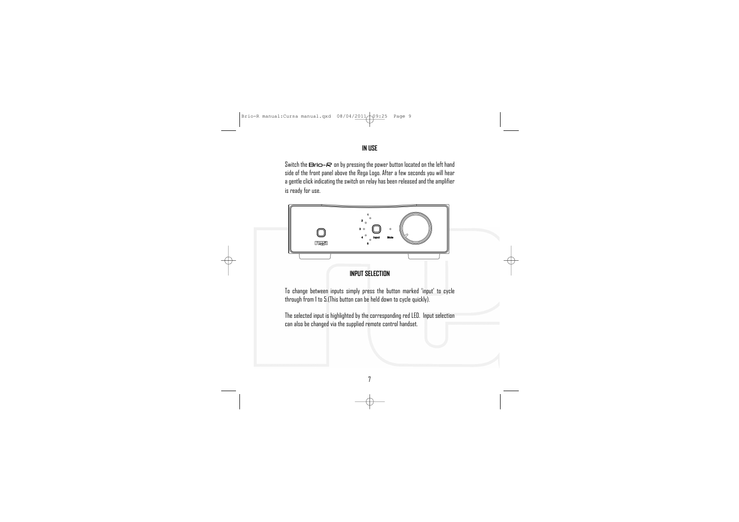## IN USE

Switch the Brio-R on by pressing the power button located on the left hand side of the front panel above the Rega Logo. After a few seconds you will hear a gentle click indicating the switch on relay has been released and the amplifier is ready for use.

## INPUT SELECTION

To change between inputs simply press the button marked 'input' to cycle through from 1 to 5.(This button can be held down to cycle quickly).

The selected input is highlighted by the corresponding red LED. Input selection can also be changed via the supplied remote control handset.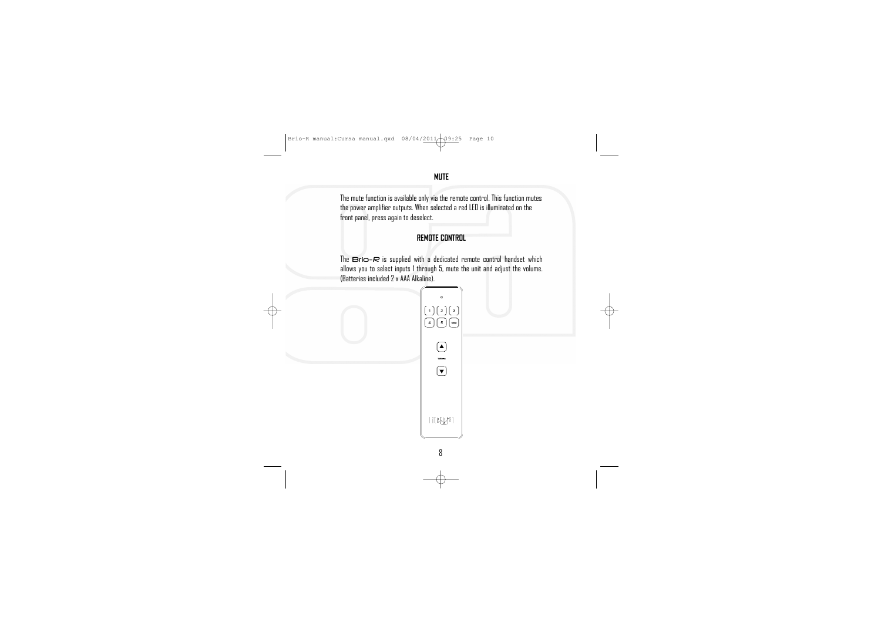## MUTE

The mute function is available only via the remote control. This function mutes the power amplifier outputs. When selected a red LED is illuminated on the front panel, press again to deselect.

## REMOTE CONTROL

The Brio-*R* is supplied with a dedicated remote control handset which allows you to select inputs 1 through 5, mute the unit and adjust the volume. (Batteries included 2 x AAA Alkaline).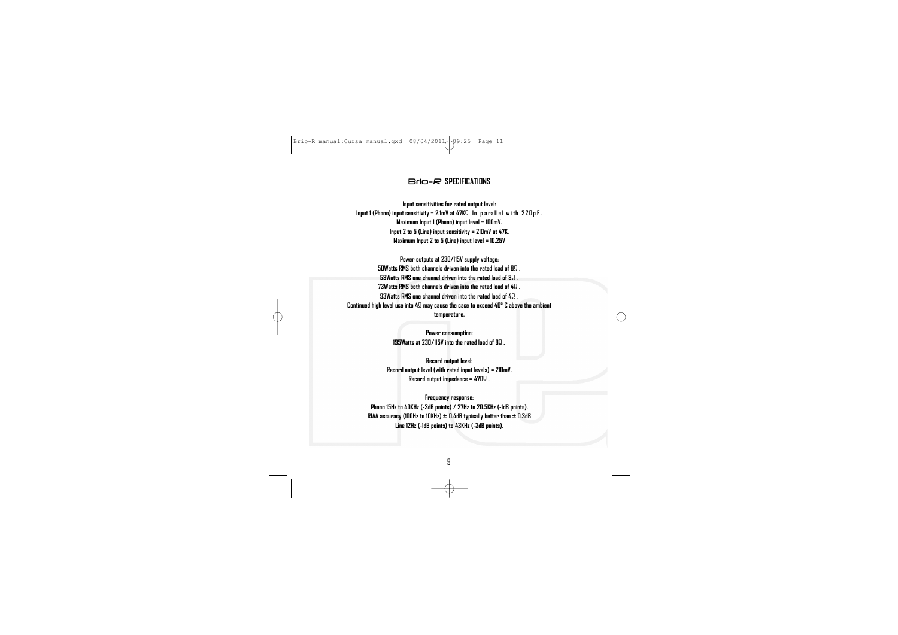## Brio-R SPECIFICATIONS

**Input sensitivities for rated output level:**
**Input 1 (Phono) input sensitivity = 2.1mV at 47KΩ In parallel with 220pF.**
**Maximum Input 1 (Phono) input level = 100mV.**
**Input 2 to 5 (Line) input sensitivity = 210mV at 47K.**
**Maximum Input 2 to 5 (Line) input level = 10.25V**

**Power outputs at 230/115V supply voltage:**
**50Watts RMS both channels driven into the rated load of 8Ω.**
**58Watts RMS one channel driven into the rated load of 8Ω.**
**73Watts RMS both channels driven into the rated load of 4Ω.**
**93Watts RMS one channel driven into the rated load of 4Ω.**
**Continued high level use into 4Ω may cause the case to exceed 40° C above the ambient temperature.**

**Power consumption:**
**195Watts at 230/115V into the rated load of 8Ω.**

**Record output level:**
**Record output level (with rated input levels) = 210mV.**
**Record output impedance = 470Ω.**

**Frequency response:**
**Phono 15Hz to 40KHz (-3dB points) / 27Hz to 20.5KHz (-1dB points).**
**RIAA accuracy (100Hz to 10KHz) ± 0.4dB typically better than ± 0.3dB**
**Line 12Hz (-1dB points) to 43KHz (-3dB points).**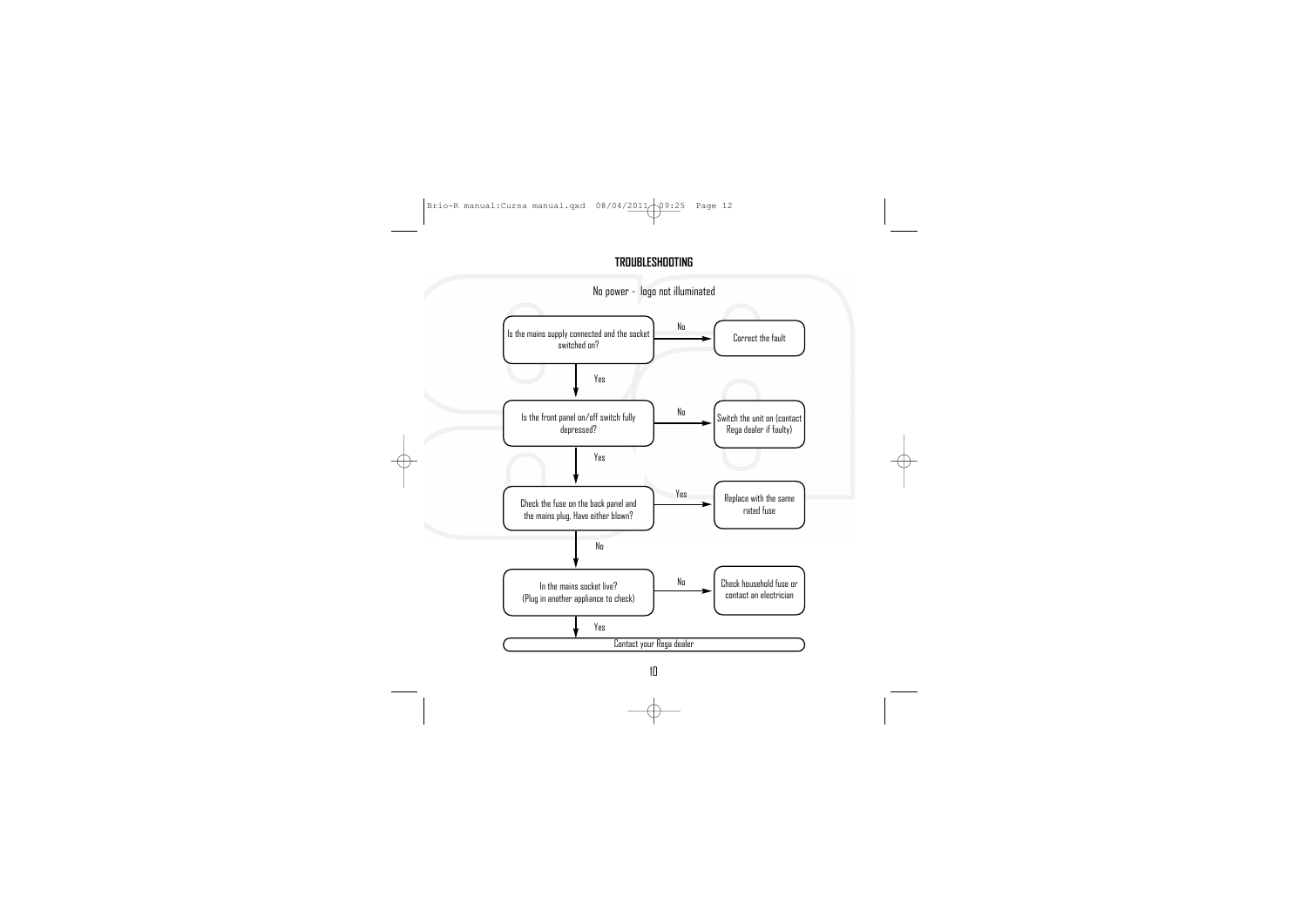## TROUBLESHOOTING

No power - logo not illuminated

- Is the mains supply connected and the socket switched on?
  - No → Correct the fault
  - Yes ↓
- Is the front panel on/off switch fully depressed?
  - No → Switch the unit on (contact Rega dealer if faulty)
  - Yes ↓
- Check the fuse on the back panel and the mains plug. Have either blown?
  - Yes → Replace with the same rated fuse
  - No ↓
- In the mains socket live? (Plug in another appliance to check)
  - No → Check household fuse or contact an electrician
  - Yes ↓
- Contact your Rega dealer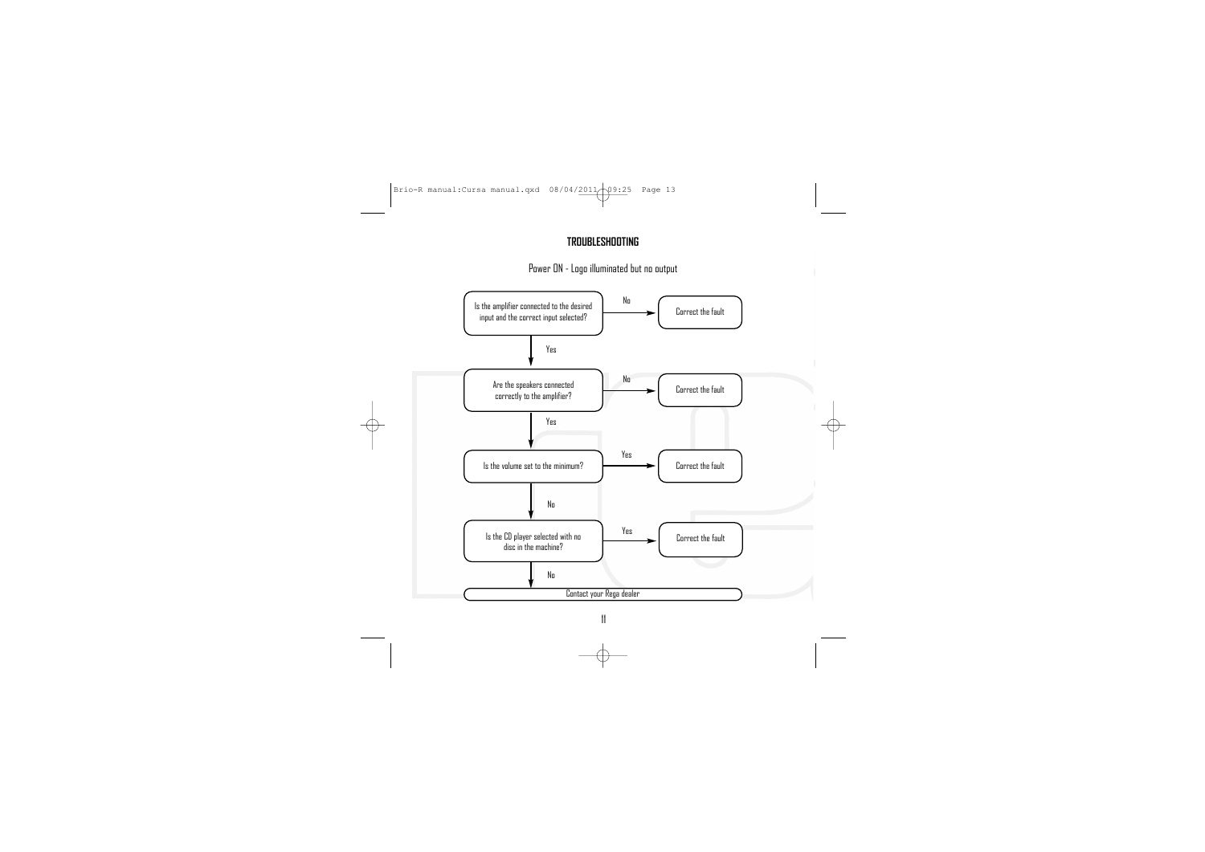## TROUBLESHOOTING

Power ON - Logo illuminated but no output

Is the amplifier connected to the desired input and the correct input selected?

- No → Correct the fault
- Yes ↓

Are the speakers connected correctly to the amplifier?

- No → Correct the fault
- Yes ↓

Is the volume set to the minimum?

- Yes → Correct the fault
- No ↓

Is the CD player selected with no disc in the machine?

- Yes → Correct the fault
- No ↓

Contact your Rega dealer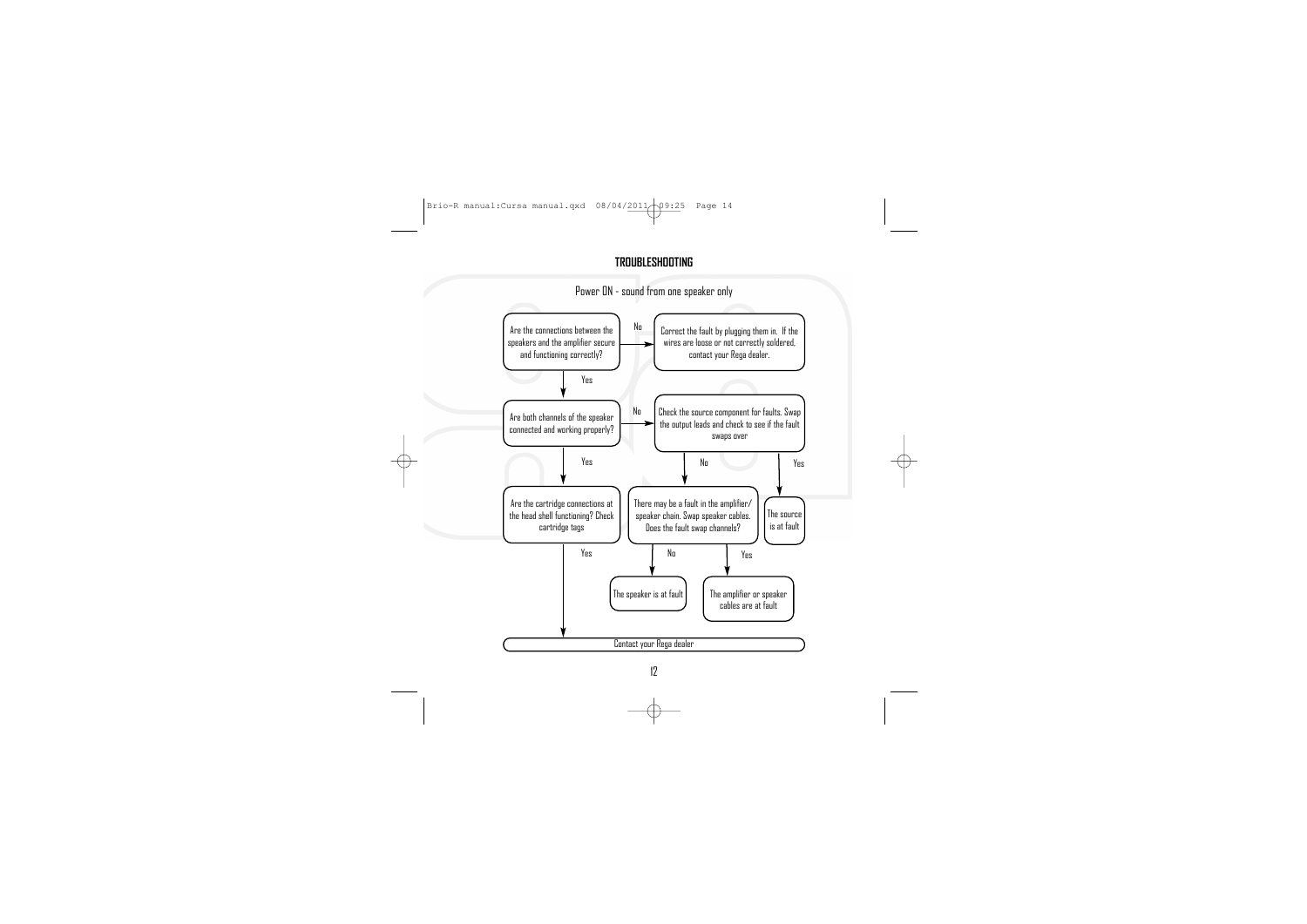## TROUBLESHOOTING

### Power ON - sound from one speaker only

- **Are the connections between the speakers and the amplifier secure and functioning correctly?**
  - **No** → Correct the fault by plugging them in. If the wires are loose or not correctly soldered, contact your Rega dealer.
  - **Yes** → **Are both channels of the speaker connected and working properly?**
    - **No** → Check the source component for faults. Swap the output leads and check to see if the fault swaps over
      - **Yes** → The source is at fault
      - **No** → There may be a fault in the amplifier/ speaker chain. Swap speaker cables. Does the fault swap channels?
        - **No** → The speaker is at fault
        - **Yes** → The amplifier or speaker cables are at fault
    - **Yes** → **Are the cartridge connections at the head shell functioning? Check cartridge tags**
      - **Yes** → Contact your Rega dealer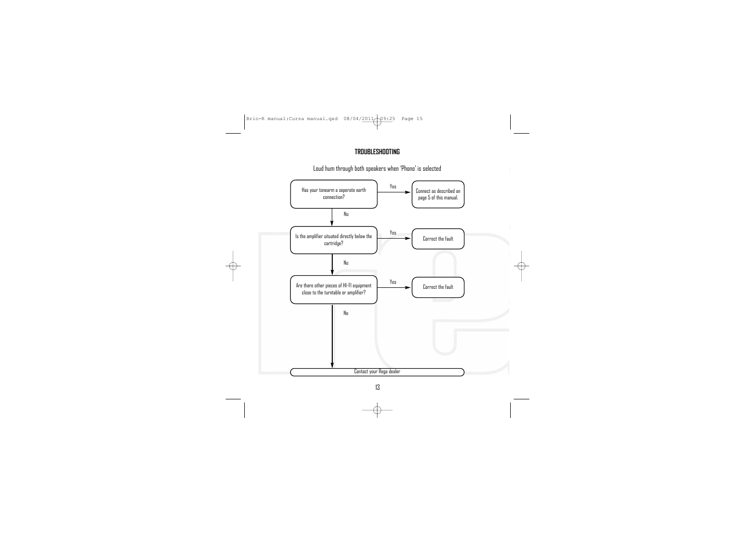## TROUBLESHOOTING

Loud hum through both speakers when 'Phono' is selected

Has your tonearm a seperate earth connection?
- Yes → Connect as described on page 5 of this manual.
- No ↓

Is the amplifier situated directly below the cartridge?
- Yes → Correct the fault
- No ↓

Are there other pieces of HI-FI equipment close to the turntable or amplifier?
- Yes → Correct the fault
- No ↓

Contact your Rega dealer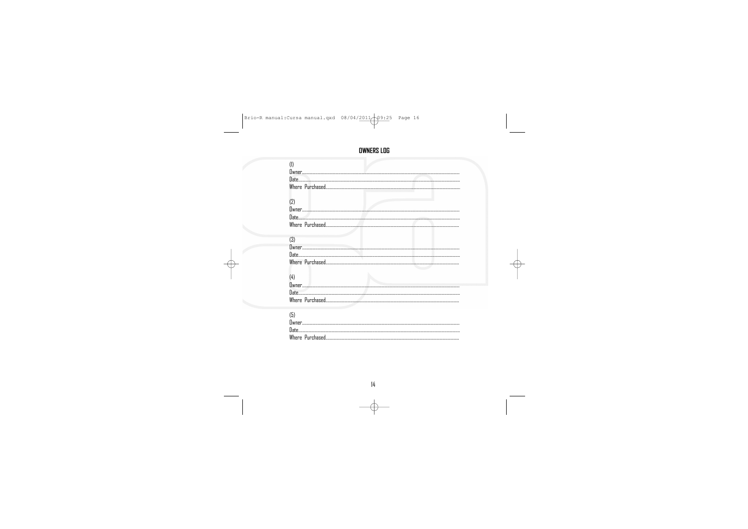## OWNERS LOG

(1)
Owner........................................................................................................................
Date........................................................................................................................
Where Purchased........................................................................................................

(2)
Owner........................................................................................................................
Date........................................................................................................................
Where Purchased........................................................................................................

(3)
Owner........................................................................................................................
Date........................................................................................................................
Where Purchased........................................................................................................

(4)
Owner........................................................................................................................
Date........................................................................................................................
Where Purchased........................................................................................................

(5)
Owner........................................................................................................................
Date........................................................................................................................
Where Purchased........................................................................................................